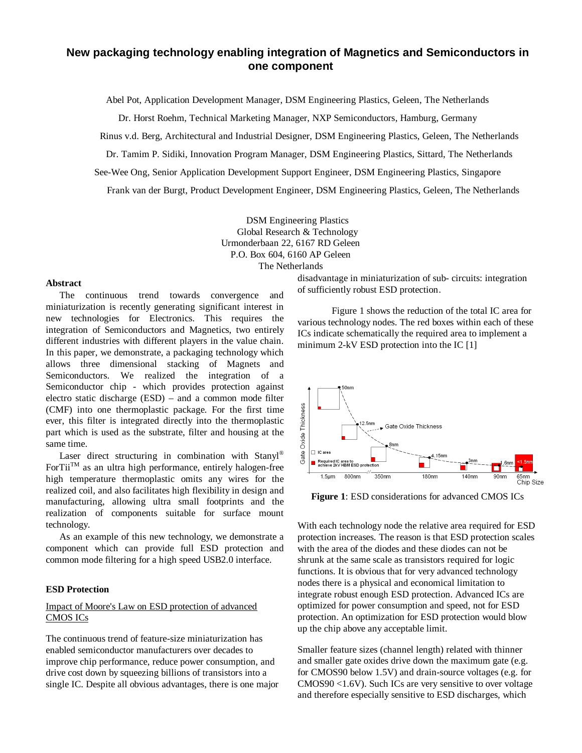# New packaging technology enabling integration of Magnetics and Semiconductors in one component

Abel Pot, Application Development Manager, DSM Engineering Plastics, Geleen, The Netherlands

Dr. Horst Roehm, Technical Marketing Manager, NXP Semiconductors, Hamburg, Germany

Rinus v.d. Berg, Architectural and Industrial Designer, DSM Engineering Plastics, Geleen, The Netherlands

Dr. Tamim P. Sidiki, Innovation Program Manager, DSM Engineering Plastics, Sittard, The Netherlands

See-Wee Ong, Senior Application Development Support Engineer, DSM Engineering Plastics, Singapore

Frank van der Burgt, Product Development Engineer, DSM Engineering Plastics, Geleen, The Netherlands

DSM Engineering Plastics
Global Research & Technology
Urmonderbaan 22, 6167 RD Geleen
P.O. Box 604, 6160 AP Geleen
The Netherlands

## Abstract

The continuous trend towards convergence and miniaturization is recently generating significant interest in new technologies for Electronics. This requires the integration of Semiconductors and Magnetics, two entirely different industries with different players in the value chain. In this paper, we demonstrate, a packaging technology which allows three dimensional stacking of Magnets and Semiconductors. We realized the integration of a Semiconductor chip - which provides protection against electro static discharge (ESD) – and a common mode filter (CMF) into one thermoplastic package. For the first time ever, this filter is integrated directly into the thermoplastic part which is used as the substrate, filter and housing at the same time.

Laser direct structuring in combination with Stanyl® ForTii™ as an ultra high performance, entirely halogen-free high temperature thermoplastic omits any wires for the realized coil, and also facilitates high flexibility in design and manufacturing, allowing ultra small footprints and the realization of components suitable for surface mount technology.

As an example of this new technology, we demonstrate a component which can provide full ESD protection and common mode filtering for a high speed USB2.0 interface.

## ESD Protection

### Impact of Moore's Law on ESD protection of advanced CMOS ICs

The continuous trend of feature-size miniaturization has enabled semiconductor manufacturers over decades to improve chip performance, reduce power consumption, and drive cost down by squeezing billions of transistors into a single IC. Despite all obvious advantages, there is one major disadvantage in miniaturization of sub- circuits: integration of sufficiently robust ESD protection.

Figure 1 shows the reduction of the total IC area for various technology nodes. The red boxes within each of these ICs indicate schematically the required area to implement a minimum 2-kV ESD protection into the IC [1]

Gate Oxide Thickness
50nm
12.5nm
Gate Oxide Thickness
8nm
4.15nm
3nm
1.6nm
<1.5nm
IC area
Required IC area to achieve 2kV HBM ESD protection
1.5µm
800nm
350nm
180nm
140nm
90nm
65nm
Chip Size

**Figure 1**: ESD considerations for advanced CMOS ICs

With each technology node the relative area required for ESD protection increases. The reason is that ESD protection scales with the area of the diodes and these diodes can not be shrunk at the same scale as transistors required for logic functions. It is obvious that for very advanced technology nodes there is a physical and economical limitation to integrate robust enough ESD protection. Advanced ICs are optimized for power consumption and speed, not for ESD protection. An optimization for ESD protection would blow up the chip above any acceptable limit.

Smaller feature sizes (channel length) related with thinner and smaller gate oxides drive down the maximum gate (e.g. for CMOS90 below 1.5V) and drain-source voltages (e.g. for CMOS90 <1.6V). Such ICs are very sensitive to over voltage and therefore especially sensitive to ESD discharges, which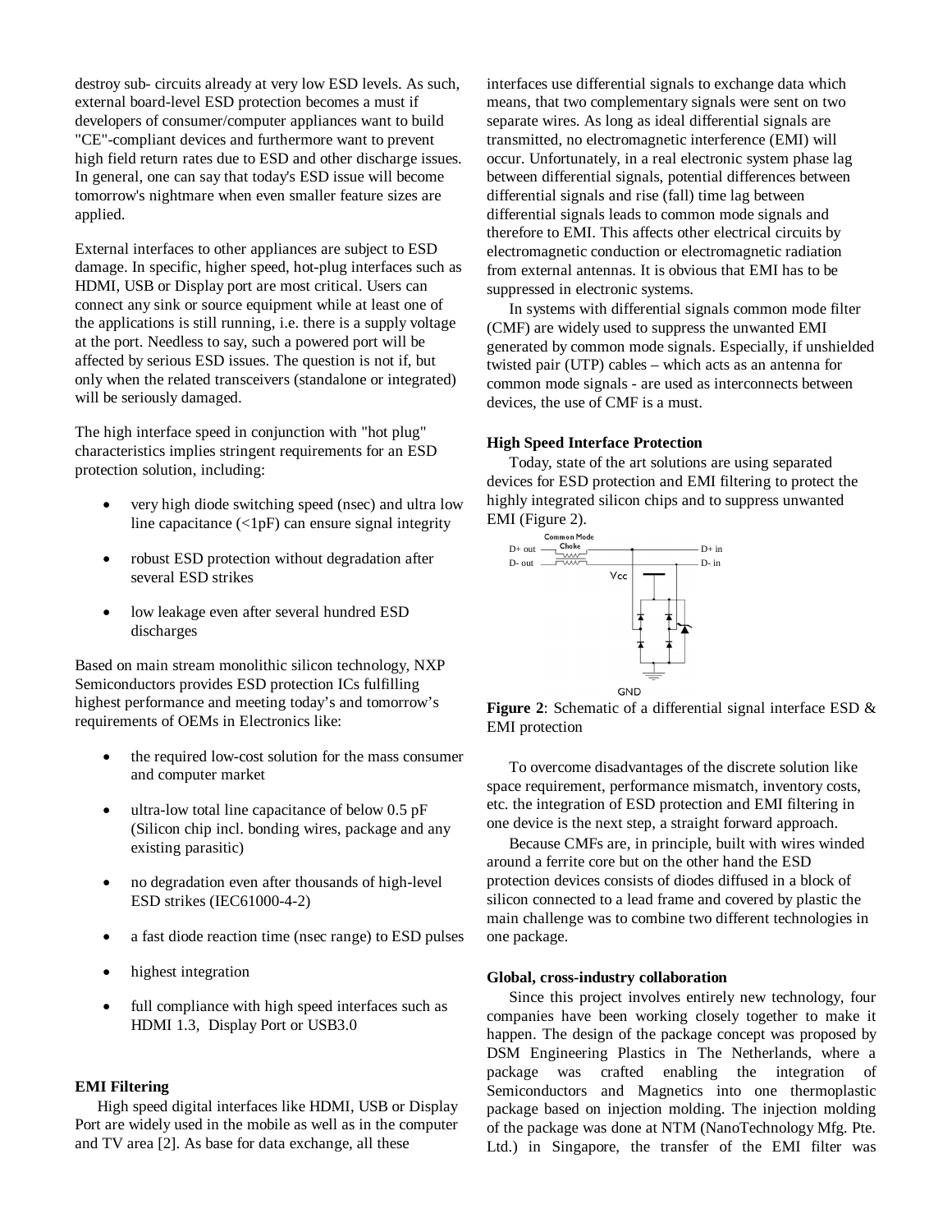destroy sub- circuits already at very low ESD levels. As such, external board-level ESD protection becomes a must if developers of consumer/computer appliances want to build "CE"-compliant devices and furthermore want to prevent high field return rates due to ESD and other discharge issues. In general, one can say that today's ESD issue will become tomorrow's nightmare when even smaller feature sizes are applied.

External interfaces to other appliances are subject to ESD damage. In specific, higher speed, hot-plug interfaces such as HDMI, USB or Display port are most critical. Users can connect any sink or source equipment while at least one of the applications is still running, i.e. there is a supply voltage at the port. Needless to say, such a powered port will be affected by serious ESD issues. The question is not if, but only when the related transceivers (standalone or integrated) will be seriously damaged.

The high interface speed in conjunction with "hot plug" characteristics implies stringent requirements for an ESD protection solution, including:

- very high diode switching speed (nsec) and ultra low line capacitance (<1pF) can ensure signal integrity
- robust ESD protection without degradation after several ESD strikes
- low leakage even after several hundred ESD discharges

Based on main stream monolithic silicon technology, NXP Semiconductors provides ESD protection ICs fulfilling highest performance and meeting today's and tomorrow's requirements of OEMs in Electronics like:

- the required low-cost solution for the mass consumer and computer market
- ultra-low total line capacitance of below 0.5 pF (Silicon chip incl. bonding wires, package and any existing parasitic)
- no degradation even after thousands of high-level ESD strikes (IEC61000-4-2)
- a fast diode reaction time (nsec range) to ESD pulses
- highest integration
- full compliance with high speed interfaces such as HDMI 1.3, Display Port or USB3.0

**EMI Filtering**

High speed digital interfaces like HDMI, USB or Display Port are widely used in the mobile as well as in the computer and TV area [2]. As base for data exchange, all these interfaces use differential signals to exchange data which means, that two complementary signals were sent on two separate wires. As long as ideal differential signals are transmitted, no electromagnetic interference (EMI) will occur. Unfortunately, in a real electronic system phase lag between differential signals, potential differences between differential signals and rise (fall) time lag between differential signals leads to common mode signals and therefore to EMI. This affects other electrical circuits by electromagnetic conduction or electromagnetic radiation from external antennas. It is obvious that EMI has to be suppressed in electronic systems.

In systems with differential signals common mode filter (CMF) are widely used to suppress the unwanted EMI generated by common mode signals. Especially, if unshielded twisted pair (UTP) cables – which acts as an antenna for common mode signals - are used as interconnects between devices, the use of CMF is a must.

**High Speed Interface Protection**

Today, state of the art solutions are using separated devices for ESD protection and EMI filtering to protect the highly integrated silicon chips and to suppress unwanted EMI (Figure 2).

Common Mode Choke
D+ out
D- out
D+ in
D- in
Vcc
GND

**Figure 2**: Schematic of a differential signal interface ESD & EMI protection

To overcome disadvantages of the discrete solution like space requirement, performance mismatch, inventory costs, etc. the integration of ESD protection and EMI filtering in one device is the next step, a straight forward approach.

Because CMFs are, in principle, built with wires winded around a ferrite core but on the other hand the ESD protection devices consists of diodes diffused in a block of silicon connected to a lead frame and covered by plastic the main challenge was to combine two different technologies in one package.

**Global, cross-industry collaboration**

Since this project involves entirely new technology, four companies have been working closely together to make it happen. The design of the package concept was proposed by DSM Engineering Plastics in The Netherlands, where a package was crafted enabling the integration of Semiconductors and Magnetics into one thermoplastic package based on injection molding. The injection molding of the package was done at NTM (NanoTechnology Mfg. Pte. Ltd.) in Singapore, the transfer of the EMI filter was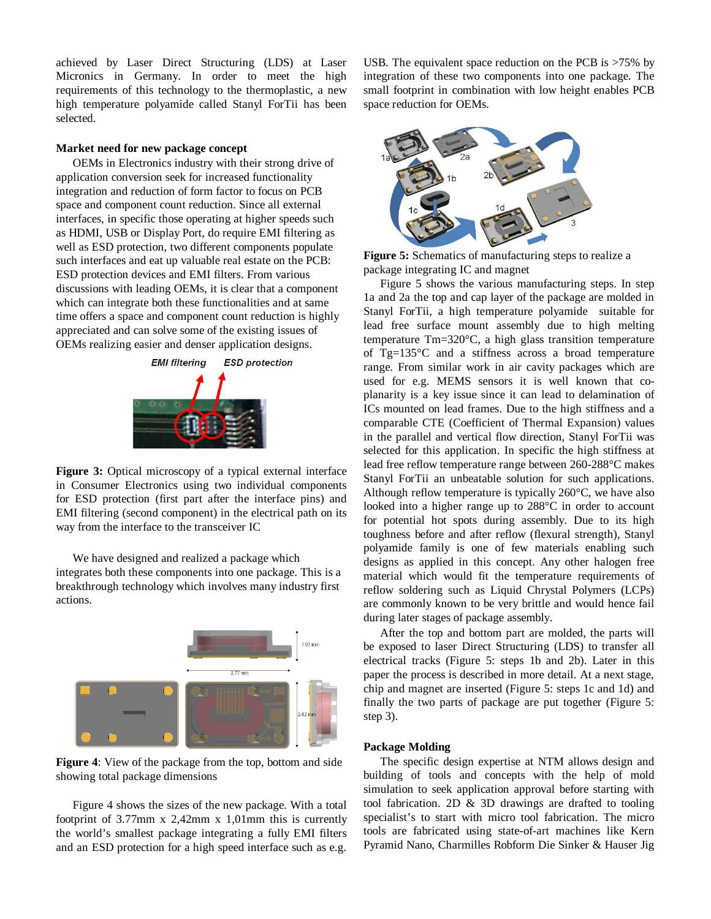achieved by Laser Direct Structuring (LDS) at Laser Micronics in Germany. In order to meet the high requirements of this technology to the thermoplastic, a new high temperature polyamide called Stanyl ForTii has been selected.

**Market need for new package concept**

OEMs in Electronics industry with their strong drive of application conversion seek for increased functionality integration and reduction of form factor to focus on PCB space and component count reduction. Since all external interfaces, in specific those operating at higher speeds such as HDMI, USB or Display Port, do require EMI filtering as well as ESD protection, two different components populate such interfaces and eat up valuable real estate on the PCB: ESD protection devices and EMI filters. From various discussions with leading OEMs, it is clear that a component which can integrate both these functionalities and at same time offers a space and component count reduction is highly appreciated and can solve some of the existing issues of OEMs realizing easier and denser application designs.

**Figure 3:** Optical microscopy of a typical external interface in Consumer Electronics using two individual components for ESD protection (first part after the interface pins) and EMI filtering (second component) in the electrical path on its way from the interface to the transceiver IC

We have designed and realized a package which integrates both these components into one package. This is a breakthrough technology which involves many industry first actions.

**Figure 4**: View of the package from the top, bottom and side showing total package dimensions

Figure 4 shows the sizes of the new package. With a total footprint of 3.77mm x 2,42mm x 1,01mm this is currently the world's smallest package integrating a fully EMI filters and an ESD protection for a high speed interface such as e.g. USB. The equivalent space reduction on the PCB is >75% by integration of these two components into one package. The small footprint in combination with low height enables PCB space reduction for OEMs.

**Figure 5:** Schematics of manufacturing steps to realize a package integrating IC and magnet

Figure 5 shows the various manufacturing steps. In step 1a and 2a the top and cap layer of the package are molded in Stanyl ForTii, a high temperature polyamide suitable for lead free surface mount assembly due to high melting temperature Tm=320°C, a high glass transition temperature of Tg=135°C and a stiffness across a broad temperature range. From similar work in air cavity packages which are used for e.g. MEMS sensors it is well known that co-planarity is a key issue since it can lead to delamination of ICs mounted on lead frames. Due to the high stiffness and a comparable CTE (Coefficient of Thermal Expansion) values in the parallel and vertical flow direction, Stanyl ForTii was selected for this application. In specific the high stiffness at lead free reflow temperature range between 260-288°C makes Stanyl ForTii an unbeatable solution for such applications. Although reflow temperature is typically 260°C, we have also looked into a higher range up to 288°C in order to account for potential hot spots during assembly. Due to its high toughness before and after reflow (flexural strength), Stanyl polyamide family is one of few materials enabling such designs as applied in this concept. Any other halogen free material which would fit the temperature requirements of reflow soldering such as Liquid Chrystal Polymers (LCPs) are commonly known to be very brittle and would hence fail during later stages of package assembly.

After the top and bottom part are molded, the parts will be exposed to laser Direct Structuring (LDS) to transfer all electrical tracks (Figure 5: steps 1b and 2b). Later in this paper the process is described in more detail. At a next stage, chip and magnet are inserted (Figure 5: steps 1c and 1d) and finally the two parts of package are put together (Figure 5: step 3).

**Package Molding**

The specific design expertise at NTM allows design and building of tools and concepts with the help of mold simulation to seek application approval before starting with tool fabrication. 2D & 3D drawings are drafted to tooling specialist's to start with micro tool fabrication. The micro tools are fabricated using state-of-art machines like Kern Pyramid Nano, Charmilles Robform Die Sinker & Hauser Jig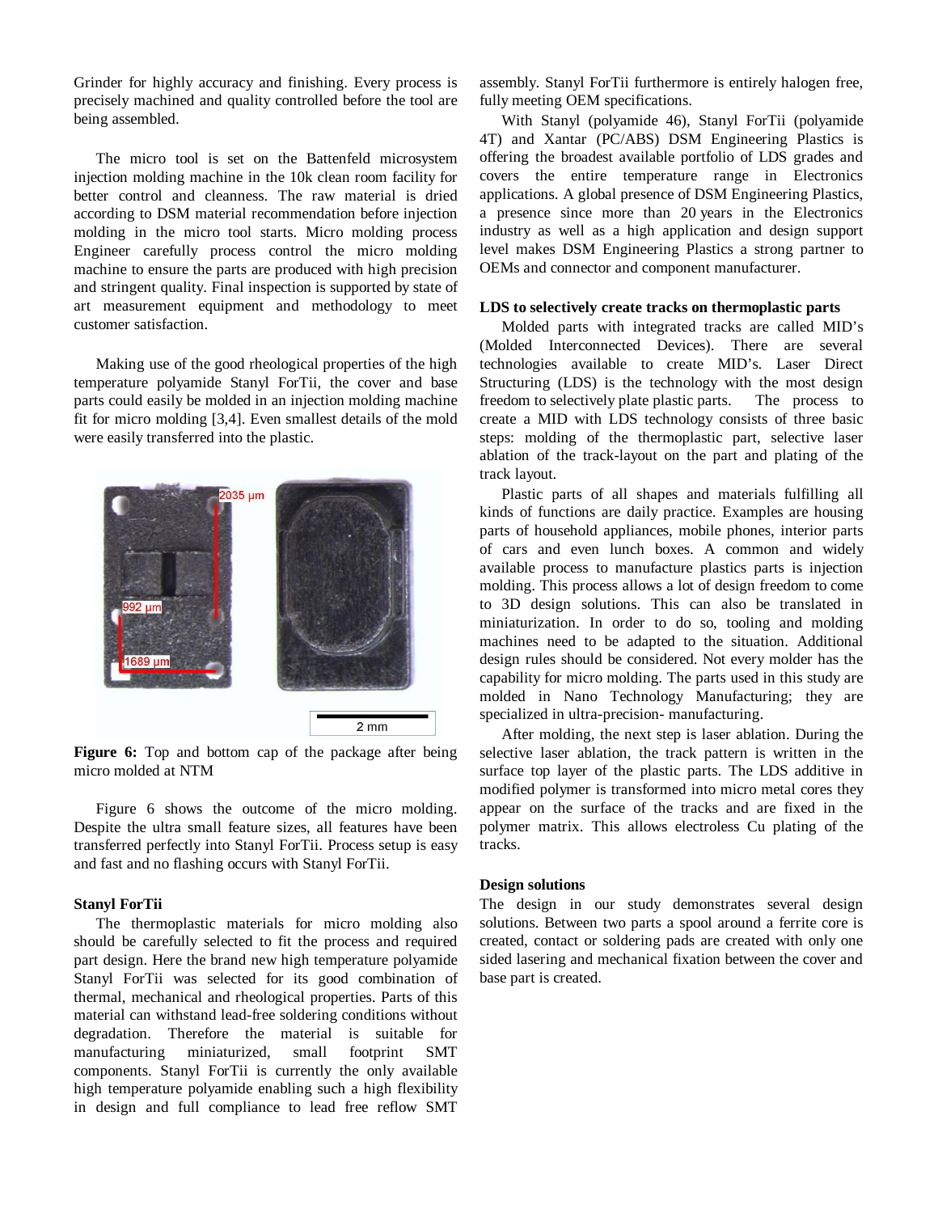Grinder for highly accuracy and finishing. Every process is precisely machined and quality controlled before the tool are being assembled.

The micro tool is set on the Battenfeld microsystem injection molding machine in the 10k clean room facility for better control and cleanness. The raw material is dried according to DSM material recommendation before injection molding in the micro tool starts. Micro molding process Engineer carefully process control the micro molding machine to ensure the parts are produced with high precision and stringent quality. Final inspection is supported by state of art measurement equipment and methodology to meet customer satisfaction.

Making use of the good rheological properties of the high temperature polyamide Stanyl ForTii, the cover and base parts could easily be molded in an injection molding machine fit for micro molding [3,4]. Even smallest details of the mold were easily transferred into the plastic.

2035 µm
992 µm
1689 µm
2 mm

**Figure 6:** Top and bottom cap of the package after being micro molded at NTM

Figure 6 shows the outcome of the micro molding. Despite the ultra small feature sizes, all features have been transferred perfectly into Stanyl ForTii. Process setup is easy and fast and no flashing occurs with Stanyl ForTii.

**Stanyl ForTii**

The thermoplastic materials for micro molding also should be carefully selected to fit the process and required part design. Here the brand new high temperature polyamide Stanyl ForTii was selected for its good combination of thermal, mechanical and rheological properties. Parts of this material can withstand lead-free soldering conditions without degradation. Therefore the material is suitable for manufacturing miniaturized, small footprint SMT components. Stanyl ForTii is currently the only available high temperature polyamide enabling such a high flexibility in design and full compliance to lead free reflow SMT assembly. Stanyl ForTii furthermore is entirely halogen free, fully meeting OEM specifications.

With Stanyl (polyamide 46), Stanyl ForTii (polyamide 4T) and Xantar (PC/ABS) DSM Engineering Plastics is offering the broadest available portfolio of LDS grades and covers the entire temperature range in Electronics applications. A global presence of DSM Engineering Plastics, a presence since more than 20 years in the Electronics industry as well as a high application and design support level makes DSM Engineering Plastics a strong partner to OEMs and connector and component manufacturer.

**LDS to selectively create tracks on thermoplastic parts**

Molded parts with integrated tracks are called MID's (Molded Interconnected Devices). There are several technologies available to create MID's. Laser Direct Structuring (LDS) is the technology with the most design freedom to selectively plate plastic parts. The process to create a MID with LDS technology consists of three basic steps: molding of the thermoplastic part, selective laser ablation of the track-layout on the part and plating of the track layout.

Plastic parts of all shapes and materials fulfilling all kinds of functions are daily practice. Examples are housing parts of household appliances, mobile phones, interior parts of cars and even lunch boxes. A common and widely available process to manufacture plastics parts is injection molding. This process allows a lot of design freedom to come to 3D design solutions. This can also be translated in miniaturization. In order to do so, tooling and molding machines need to be adapted to the situation. Additional design rules should be considered. Not every molder has the capability for micro molding. The parts used in this study are molded in Nano Technology Manufacturing; they are specialized in ultra-precision- manufacturing.

After molding, the next step is laser ablation. During the selective laser ablation, the track pattern is written in the surface top layer of the plastic parts. The LDS additive in modified polymer is transformed into micro metal cores they appear on the surface of the tracks and are fixed in the polymer matrix. This allows electroless Cu plating of the tracks.

**Design solutions**

The design in our study demonstrates several design solutions. Between two parts a spool around a ferrite core is created, contact or soldering pads are created with only one sided lasering and mechanical fixation between the cover and base part is created.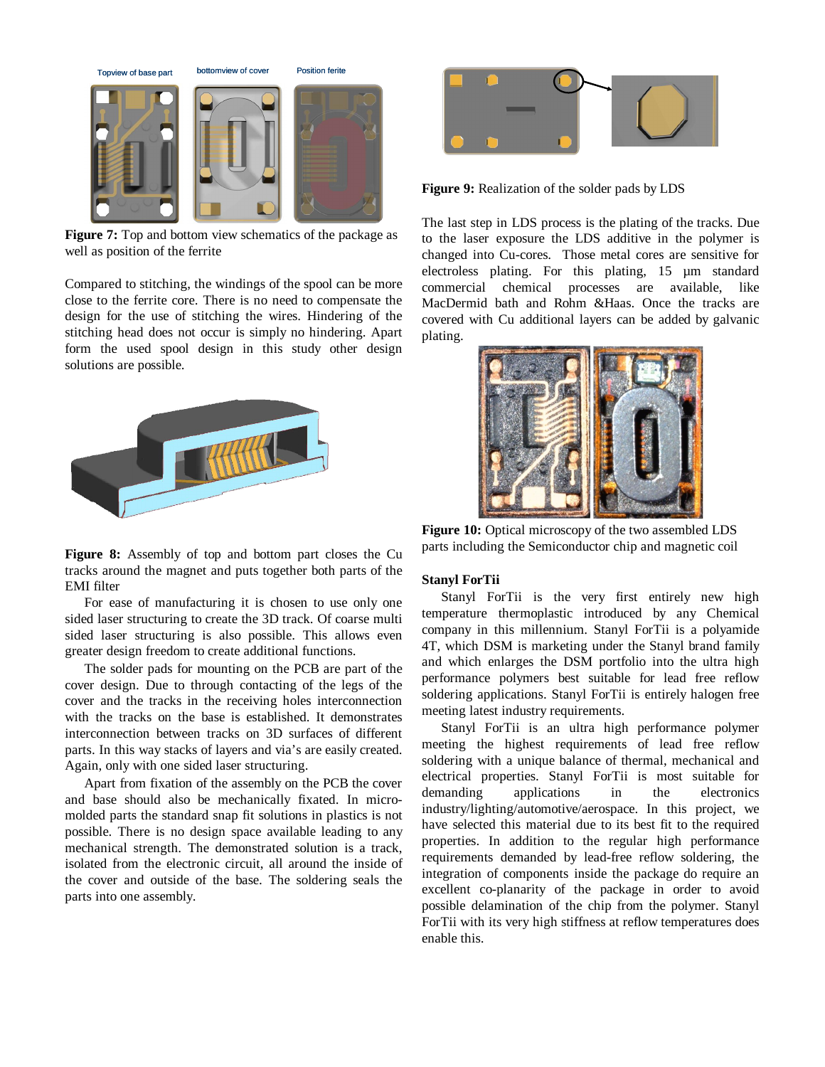Topview of base part    bottomview of cover    Position ferite

**Figure 7:** Top and bottom view schematics of the package as well as position of the ferrite

Compared to stitching, the windings of the spool can be more close to the ferrite core. There is no need to compensate the design for the use of stitching the wires. Hindering of the stitching head does not occur is simply no hindering. Apart form the used spool design in this study other design solutions are possible.

**Figure 8:** Assembly of top and bottom part closes the Cu tracks around the magnet and puts together both parts of the EMI filter

For ease of manufacturing it is chosen to use only one sided laser structuring to create the 3D track. Of coarse multi sided laser structuring is also possible. This allows even greater design freedom to create additional functions.

The solder pads for mounting on the PCB are part of the cover design. Due to through contacting of the legs of the cover and the tracks in the receiving holes interconnection with the tracks on the base is established. It demonstrates interconnection between tracks on 3D surfaces of different parts. In this way stacks of layers and via's are easily created. Again, only with one sided laser structuring.

Apart from fixation of the assembly on the PCB the cover and base should also be mechanically fixated. In micro-molded parts the standard snap fit solutions in plastics is not possible. There is no design space available leading to any mechanical strength. The demonstrated solution is a track, isolated from the electronic circuit, all around the inside of the cover and outside of the base. The soldering seals the parts into one assembly.

**Figure 9:** Realization of the solder pads by LDS

The last step in LDS process is the plating of the tracks. Due to the laser exposure the LDS additive in the polymer is changed into Cu-cores. Those metal cores are sensitive for electroless plating. For this plating, 15 µm standard commercial chemical processes are available, like MacDermid bath and Rohm &Haas. Once the tracks are covered with Cu additional layers can be added by galvanic plating.

**Figure 10:** Optical microscopy of the two assembled LDS parts including the Semiconductor chip and magnetic coil

### Stanyl ForTii

Stanyl ForTii is the very first entirely new high temperature thermoplastic introduced by any Chemical company in this millennium. Stanyl ForTii is a polyamide 4T, which DSM is marketing under the Stanyl brand family and which enlarges the DSM portfolio into the ultra high performance polymers best suitable for lead free reflow soldering applications. Stanyl ForTii is entirely halogen free meeting latest industry requirements.

Stanyl ForTii is an ultra high performance polymer meeting the highest requirements of lead free reflow soldering with a unique balance of thermal, mechanical and electrical properties. Stanyl ForTii is most suitable for demanding applications in the electronics industry/lighting/automotive/aerospace. In this project, we have selected this material due to its best fit to the required properties. In addition to the regular high performance requirements demanded by lead-free reflow soldering, the integration of components inside the package do require an excellent co-planarity of the package in order to avoid possible delamination of the chip from the polymer. Stanyl ForTii with its very high stiffness at reflow temperatures does enable this.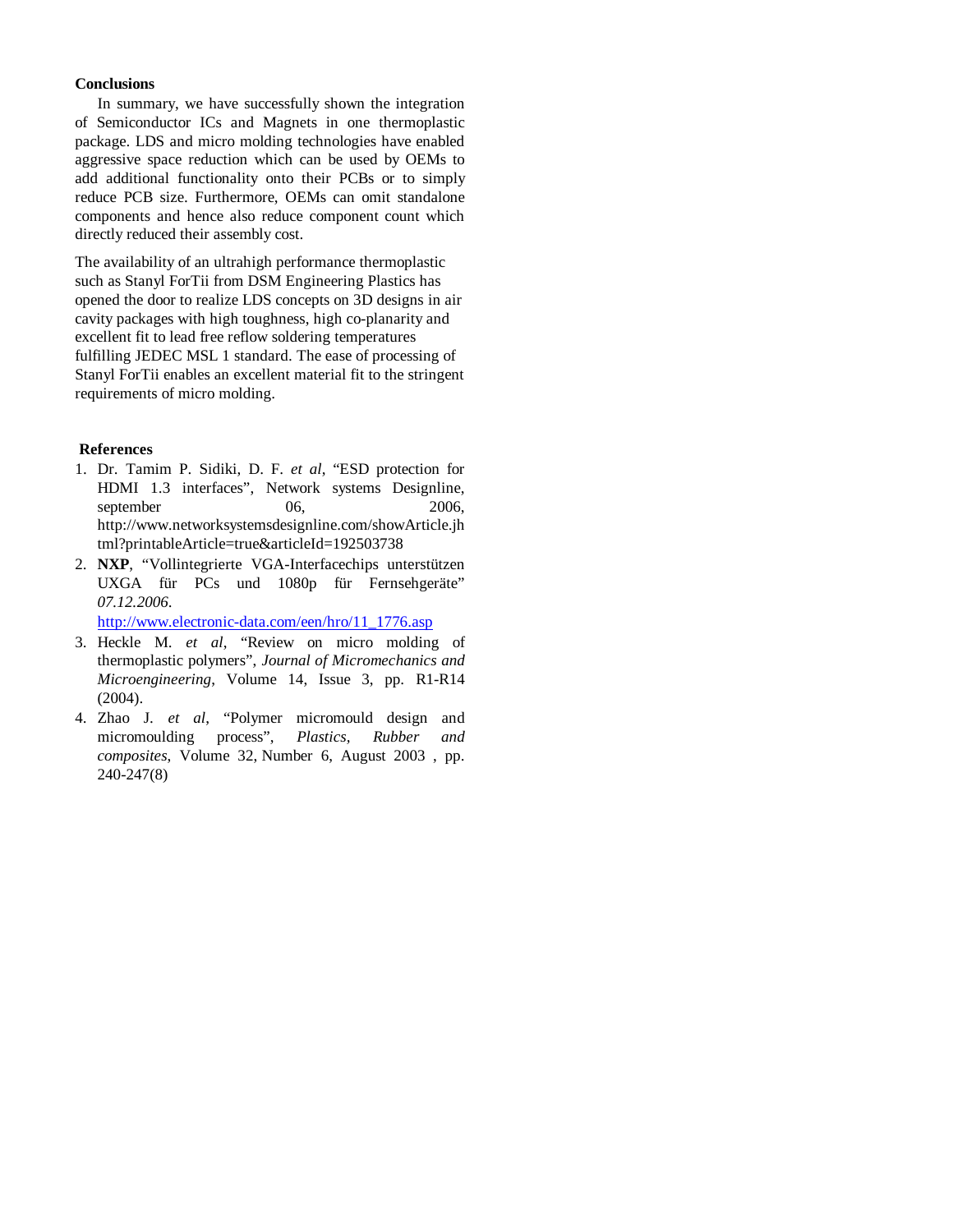## Conclusions

In summary, we have successfully shown the integration of Semiconductor ICs and Magnets in one thermoplastic package. LDS and micro molding technologies have enabled aggressive space reduction which can be used by OEMs to add additional functionality onto their PCBs or to simply reduce PCB size. Furthermore, OEMs can omit standalone components and hence also reduce component count which directly reduced their assembly cost.

The availability of an ultrahigh performance thermoplastic such as Stanyl ForTii from DSM Engineering Plastics has opened the door to realize LDS concepts on 3D designs in air cavity packages with high toughness, high co-planarity and excellent fit to lead free reflow soldering temperatures fulfilling JEDEC MSL 1 standard. The ease of processing of Stanyl ForTii enables an excellent material fit to the stringent requirements of micro molding.

## References

1. Dr. Tamim P. Sidiki, D. F. *et al*, "ESD protection for HDMI 1.3 interfaces", Network systems Designline, september 06, 2006, http://www.networksystemsdesignline.com/showArticle.jhtml?printableArticle=true&articleId=192503738
2. **NXP**, "Vollintegrierte VGA-Interfacechips unterstützen UXGA für PCs und 1080p für Fernsehgeräte" *07.12.2006*. http://www.electronic-data.com/een/hro/11_1776.asp
3. Heckle M. *et al*, "Review on micro molding of thermoplastic polymers", *Journal of Micromechanics and Microengineering*, Volume 14, Issue 3, pp. R1-R14 (2004).
4. Zhao J. *et al*, "Polymer micromould design and micromoulding process", *Plastics, Rubber and composites*, Volume 32, Number 6, August 2003 , pp. 240-247(8)